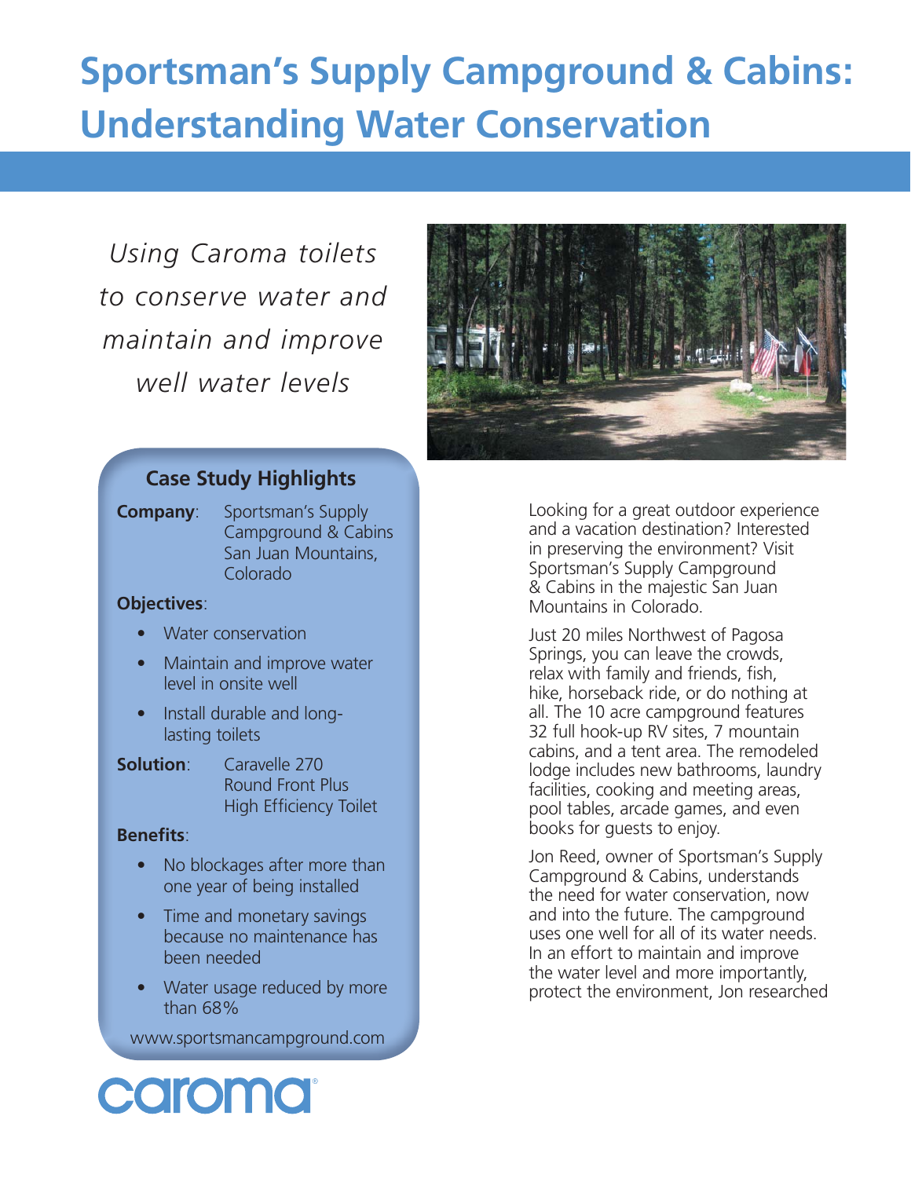# Sportsman's Supply Campground & Cabins: Understanding Water Conservation

*Using Caroma toilets to conserve water and maintain and improve well water levels*

## Case Study Highlights

**Company**: Sportsman's Supply Campground & Cabins San Juan Mountains, Colorado

**Objectives**:

- Water conservation
- Maintain and improve water level in onsite well
- Install durable and long-lasting toilets

**Solution**: Caravelle 270 Round Front Plus High Efficiency Toilet

**Benefits**:

- No blockages after more than one year of being installed
- Time and monetary savings because no maintenance has been needed
- Water usage reduced by more than 68%

www.sportsmancampground.com

caroma®

Looking for a great outdoor experience and a vacation destination? Interested in preserving the environment? Visit Sportsman's Supply Campground & Cabins in the majestic San Juan Mountains in Colorado.

Just 20 miles Northwest of Pagosa Springs, you can leave the crowds, relax with family and friends, fish, hike, horseback ride, or do nothing at all. The 10 acre campground features 32 full hook-up RV sites, 7 mountain cabins, and a tent area. The remodeled lodge includes new bathrooms, laundry facilities, cooking and meeting areas, pool tables, arcade games, and even books for guests to enjoy.

Jon Reed, owner of Sportsman's Supply Campground & Cabins, understands the need for water conservation, now and into the future. The campground uses one well for all of its water needs. In an effort to maintain and improve the water level and more importantly, protect the environment, Jon researched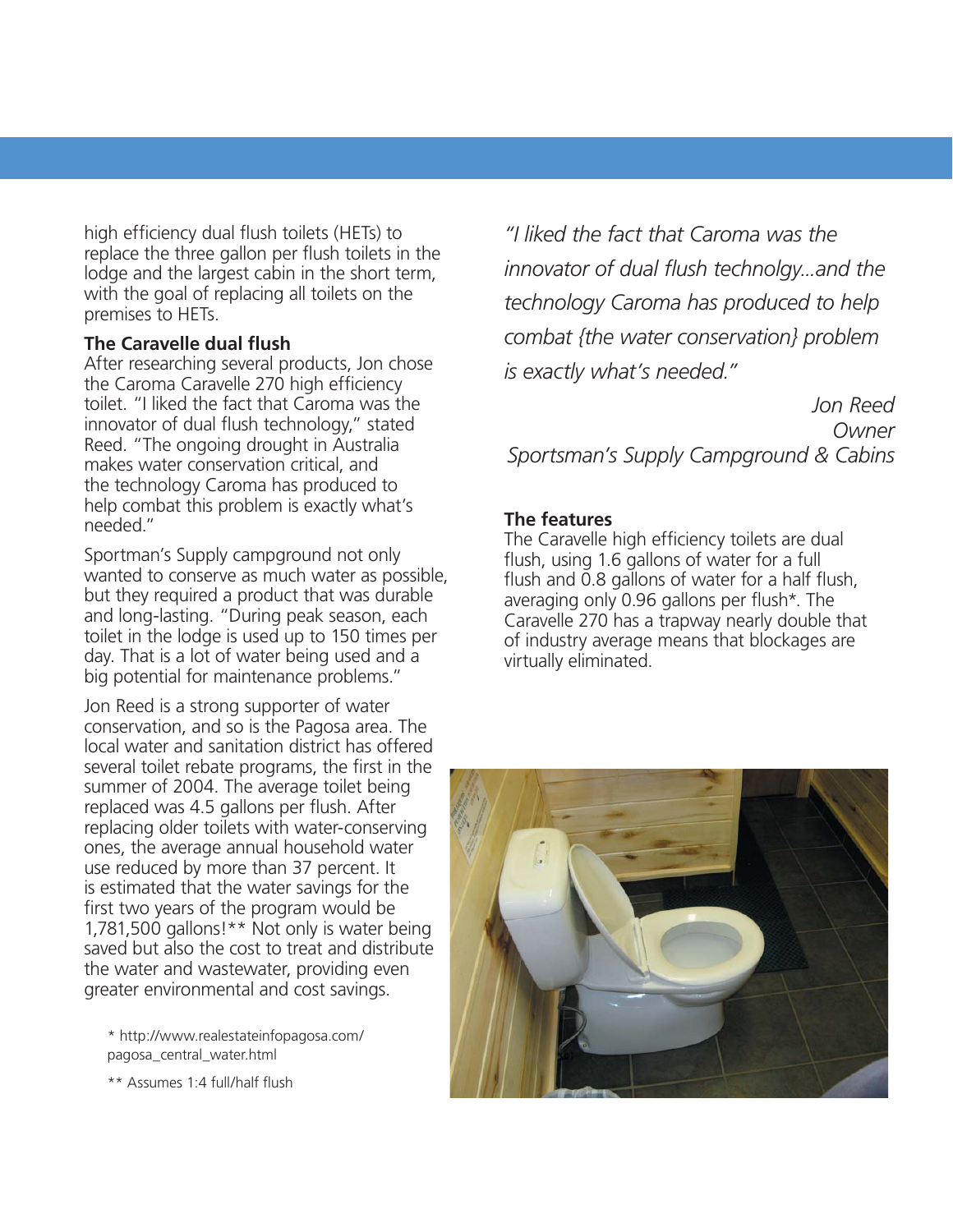high efficiency dual flush toilets (HETs) to replace the three gallon per flush toilets in the lodge and the largest cabin in the short term, with the goal of replacing all toilets on the premises to HETs.

**The Caravelle dual flush**

After researching several products, Jon chose the Caroma Caravelle 270 high efficiency toilet. "I liked the fact that Caroma was the innovator of dual flush technology," stated Reed. "The ongoing drought in Australia makes water conservation critical, and the technology Caroma has produced to help combat this problem is exactly what's needed."

Sportman's Supply campground not only wanted to conserve as much water as possible, but they required a product that was durable and long-lasting. "During peak season, each toilet in the lodge is used up to 150 times per day. That is a lot of water being used and a big potential for maintenance problems."

Jon Reed is a strong supporter of water conservation, and so is the Pagosa area. The local water and sanitation district has offered several toilet rebate programs, the first in the summer of 2004. The average toilet being replaced was 4.5 gallons per flush. After replacing older toilets with water-conserving ones, the average annual household water use reduced by more than 37 percent. It is estimated that the water savings for the first two years of the program would be 1,781,500 gallons!** Not only is water being saved but also the cost to treat and distribute the water and wastewater, providing even greater environmental and cost savings.

*"I liked the fact that Caroma was the innovator of dual flush technolgy...and the technology Caroma has produced to help combat {the water conservation} problem is exactly what's needed."*

*Jon Reed*
*Owner*
*Sportsman's Supply Campground & Cabins*

**The features**

The Caravelle high efficiency toilets are dual flush, using 1.6 gallons of water for a full flush and 0.8 gallons of water for a half flush, averaging only 0.96 gallons per flush*. The Caravelle 270 has a trapway nearly double that of industry average means that blockages are virtually eliminated.

\* http://www.realestateinfopagosa.com/pagosa_central_water.html

\** Assumes 1:4 full/half flush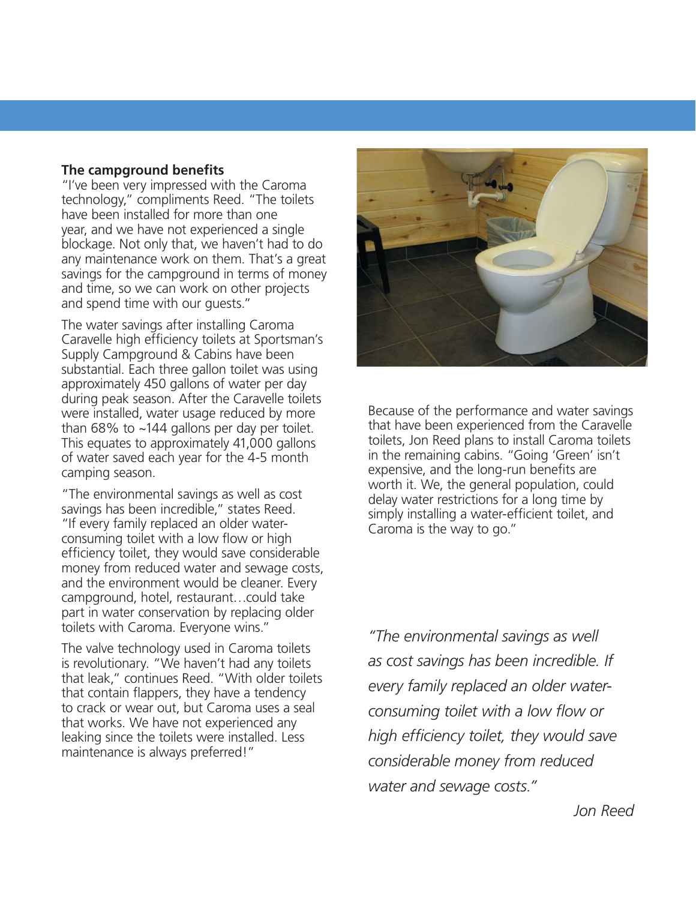## The campground benefits

"I've been very impressed with the Caroma technology," compliments Reed. "The toilets have been installed for more than one year, and we have not experienced a single blockage. Not only that, we haven't had to do any maintenance work on them. That's a great savings for the campground in terms of money and time, so we can work on other projects and spend time with our guests."

The water savings after installing Caroma Caravelle high efficiency toilets at Sportsman's Supply Campground & Cabins have been substantial. Each three gallon toilet was using approximately 450 gallons of water per day during peak season. After the Caravelle toilets were installed, water usage reduced by more than 68% to ~144 gallons per day per toilet. This equates to approximately 41,000 gallons of water saved each year for the 4-5 month camping season.

"The environmental savings as well as cost savings has been incredible," states Reed. "If every family replaced an older water-consuming toilet with a low flow or high efficiency toilet, they would save considerable money from reduced water and sewage costs, and the environment would be cleaner. Every campground, hotel, restaurant…could take part in water conservation by replacing older toilets with Caroma. Everyone wins."

The valve technology used in Caroma toilets is revolutionary. "We haven't had any toilets that leak," continues Reed. "With older toilets that contain flappers, they have a tendency to crack or wear out, but Caroma uses a seal that works. We have not experienced any leaking since the toilets were installed. Less maintenance is always preferred!"

Because of the performance and water savings that have been experienced from the Caravelle toilets, Jon Reed plans to install Caroma toilets in the remaining cabins. "Going 'Green' isn't expensive, and the long-run benefits are worth it. We, the general population, could delay water restrictions for a long time by simply installing a water-efficient toilet, and Caroma is the way to go."

*"The environmental savings as well as cost savings has been incredible. If every family replaced an older water-consuming toilet with a low flow or high efficiency toilet, they would save considerable money from reduced water and sewage costs."*

*Jon Reed*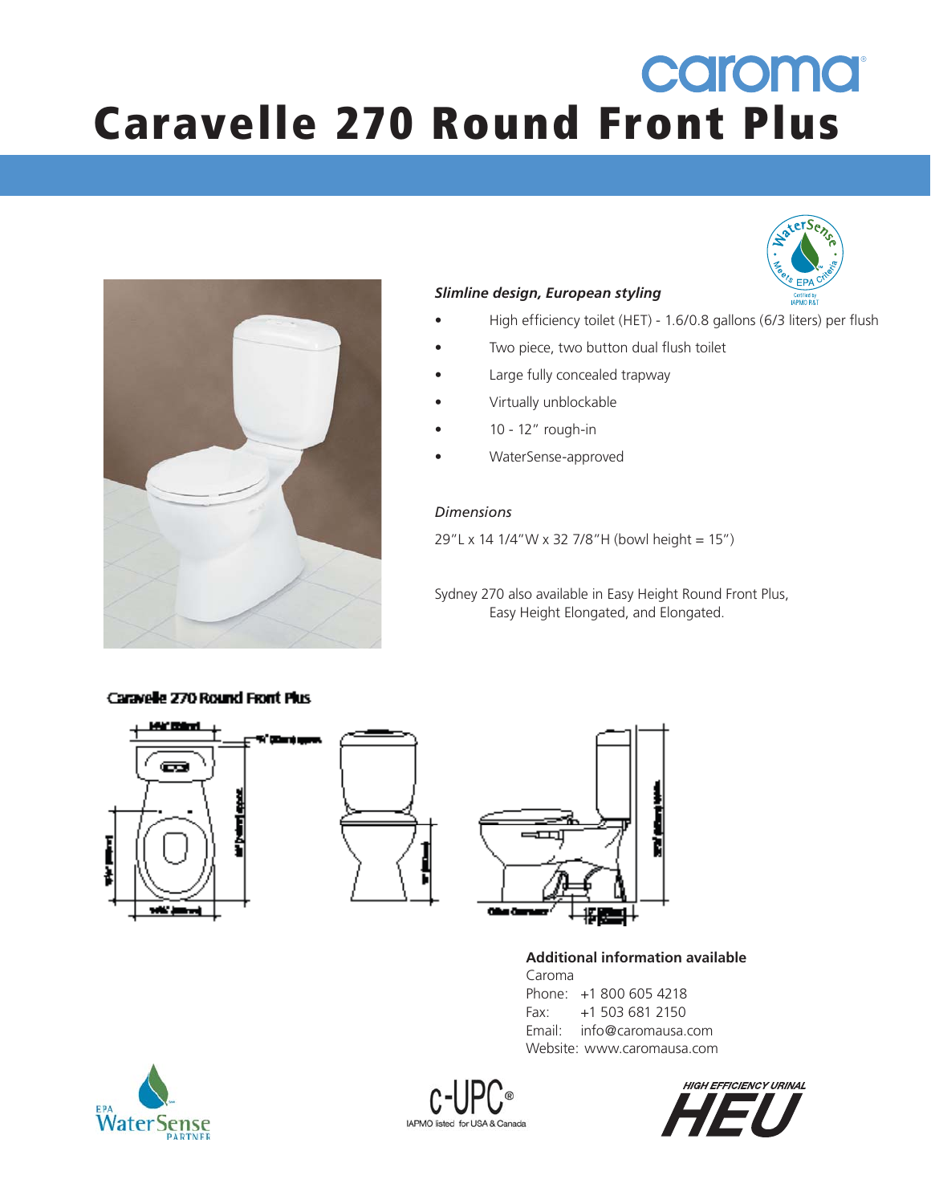caroma

# Caravelle 270 Round Front Plus

*Slimline design, European styling*

- High efficiency toilet (HET) - 1.6/0.8 gallons (6/3 liters) per flush
- Two piece, two button dual flush toilet
- Large fully concealed trapway
- Virtually unblockable
- 10 - 12" rough-in
- WaterSense-approved

*Dimensions*

29"L x 14 1/4"W x 32 7/8"H (bowl height = 15")

Sydney 270 also available in Easy Height Round Front Plus, Easy Height Elongated, and Elongated.

Caravelle 270 Round Front Plus

**Additional information available**

Caroma
Phone: +1 800 605 4218
Fax: +1 503 681 2150
Email: info@caromausa.com
Website: www.caromausa.com

EPA WaterSense PARTNER

c-UPC® IAPMO listed for USA & Canada

HIGH EFFICIENCY URINAL HEU